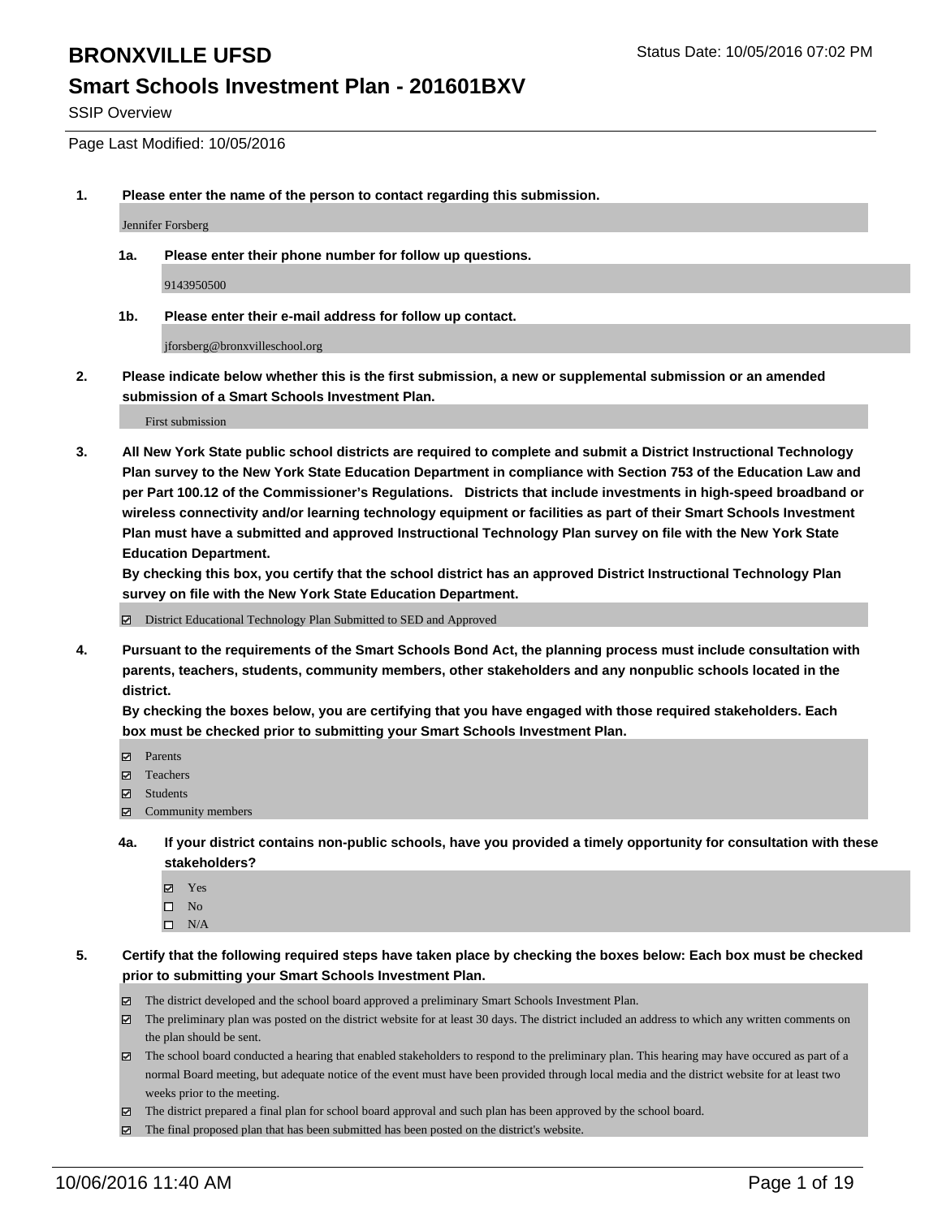# BRONXVILLE UFSD

## Smart Schools Investment Plan - 201601BXV

SSIP Overview

Page Last Modified: 10/05/2016

**1. Please enter the name of the person to contact regarding this submission.**

Jennifer Forsberg

**1a. Please enter their phone number for follow up questions.**

9143950500

**1b. Please enter their e-mail address for follow up contact.**

jforsberg@bronxvilleschool.org

**2. Please indicate below whether this is the first submission, a new or supplemental submission or an amended submission of a Smart Schools Investment Plan.**

First submission

**3. All New York State public school districts are required to complete and submit a District Instructional Technology Plan survey to the New York State Education Department in compliance with Section 753 of the Education Law and per Part 100.12 of the Commissioner's Regulations. Districts that include investments in high-speed broadband or wireless connectivity and/or learning technology equipment or facilities as part of their Smart Schools Investment Plan must have a submitted and approved Instructional Technology Plan survey on file with the New York State Education Department.**

**By checking this box, you certify that the school district has an approved District Instructional Technology Plan survey on file with the New York State Education Department.**

- [x] District Educational Technology Plan Submitted to SED and Approved

**4. Pursuant to the requirements of the Smart Schools Bond Act, the planning process must include consultation with parents, teachers, students, community members, other stakeholders and any nonpublic schools located in the district.**

**By checking the boxes below, you are certifying that you have engaged with those required stakeholders. Each box must be checked prior to submitting your Smart Schools Investment Plan.**

- [x] Parents
- [x] Teachers
- [x] Students
- [x] Community members

**4a. If your district contains non-public schools, have you provided a timely opportunity for consultation with these stakeholders?**

- [x] Yes
- [ ] No
- [ ] N/A

**5. Certify that the following required steps have taken place by checking the boxes below: Each box must be checked prior to submitting your Smart Schools Investment Plan.**

- [x] The district developed and the school board approved a preliminary Smart Schools Investment Plan.
- [x] The preliminary plan was posted on the district website for at least 30 days. The district included an address to which any written comments on the plan should be sent.
- [x] The school board conducted a hearing that enabled stakeholders to respond to the preliminary plan. This hearing may have occured as part of a normal Board meeting, but adequate notice of the event must have been provided through local media and the district website for at least two weeks prior to the meeting.
- [x] The district prepared a final plan for school board approval and such plan has been approved by the school board.
- [x] The final proposed plan that has been submitted has been posted on the district's website.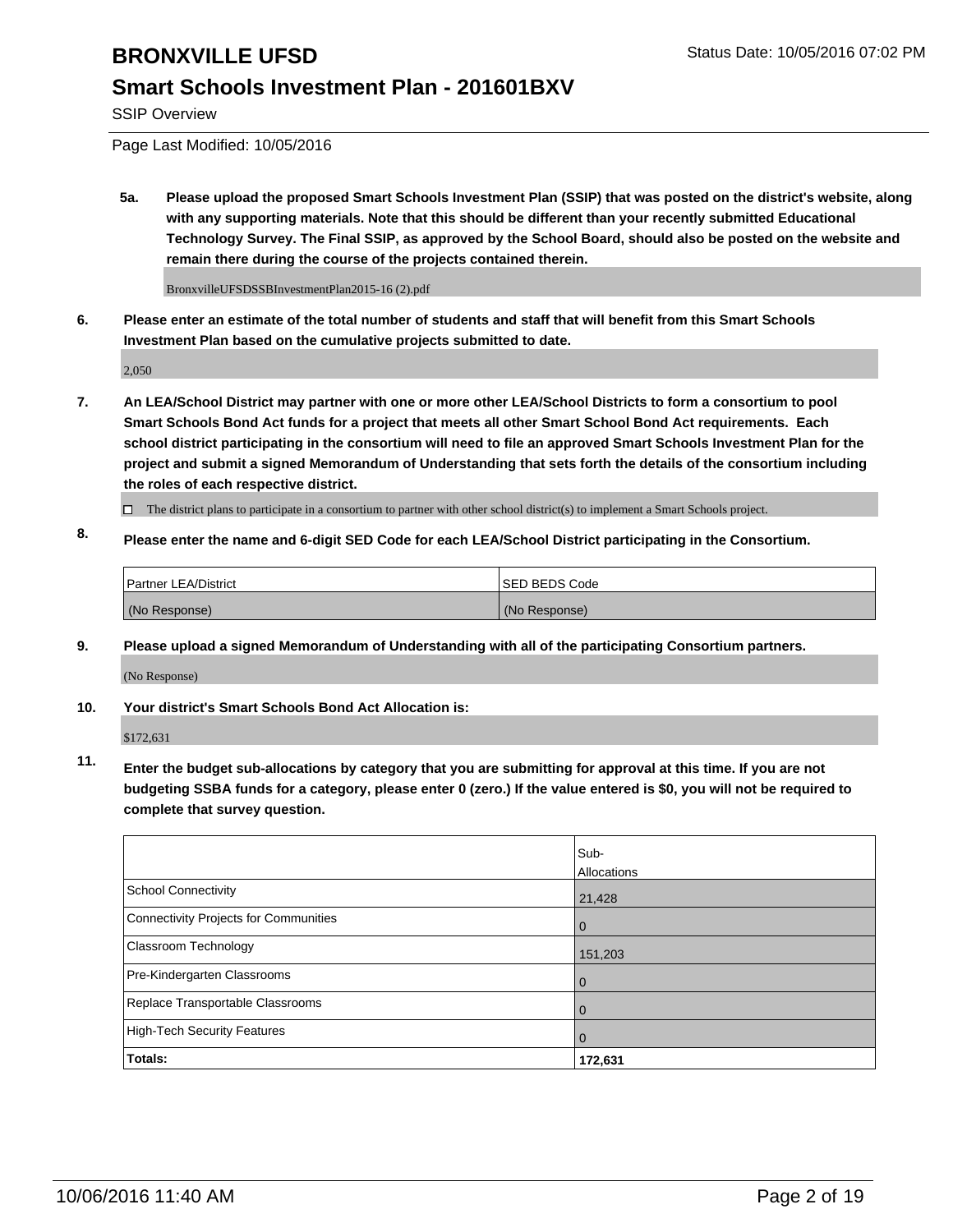**5a. Please upload the proposed Smart Schools Investment Plan (SSIP) that was posted on the district's website, along with any supporting materials. Note that this should be different than your recently submitted Educational Technology Survey. The Final SSIP, as approved by the School Board, should also be posted on the website and remain there during the course of the projects contained therein.**

BronxvilleUFSDSSBInvestmentPlan2015-16 (2).pdf

**6. Please enter an estimate of the total number of students and staff that will benefit from this Smart Schools Investment Plan based on the cumulative projects submitted to date.**

2,050

**7. An LEA/School District may partner with one or more other LEA/School Districts to form a consortium to pool Smart Schools Bond Act funds for a project that meets all other Smart School Bond Act requirements. Each school district participating in the consortium will need to file an approved Smart Schools Investment Plan for the project and submit a signed Memorandum of Understanding that sets forth the details of the consortium including the roles of each respective district.**

☐ The district plans to participate in a consortium to partner with other school district(s) to implement a Smart Schools project.

**8. Please enter the name and 6-digit SED Code for each LEA/School District participating in the Consortium.**

| Partner LEA/District | SED BEDS Code |
|---|---|
| (No Response) | (No Response) |

**9. Please upload a signed Memorandum of Understanding with all of the participating Consortium partners.**

(No Response)

**10. Your district's Smart Schools Bond Act Allocation is:**

$172,631

**11. Enter the budget sub-allocations by category that you are submitting for approval at this time. If you are not budgeting SSBA funds for a category, please enter 0 (zero.) If the value entered is $0, you will not be required to complete that survey question.**

| | Sub-Allocations |
|---|---|
| School Connectivity | 21,428 |
| Connectivity Projects for Communities | 0 |
| Classroom Technology | 151,203 |
| Pre-Kindergarten Classrooms | 0 |
| Replace Transportable Classrooms | 0 |
| High-Tech Security Features | 0 |
| **Totals:** | **172,631** |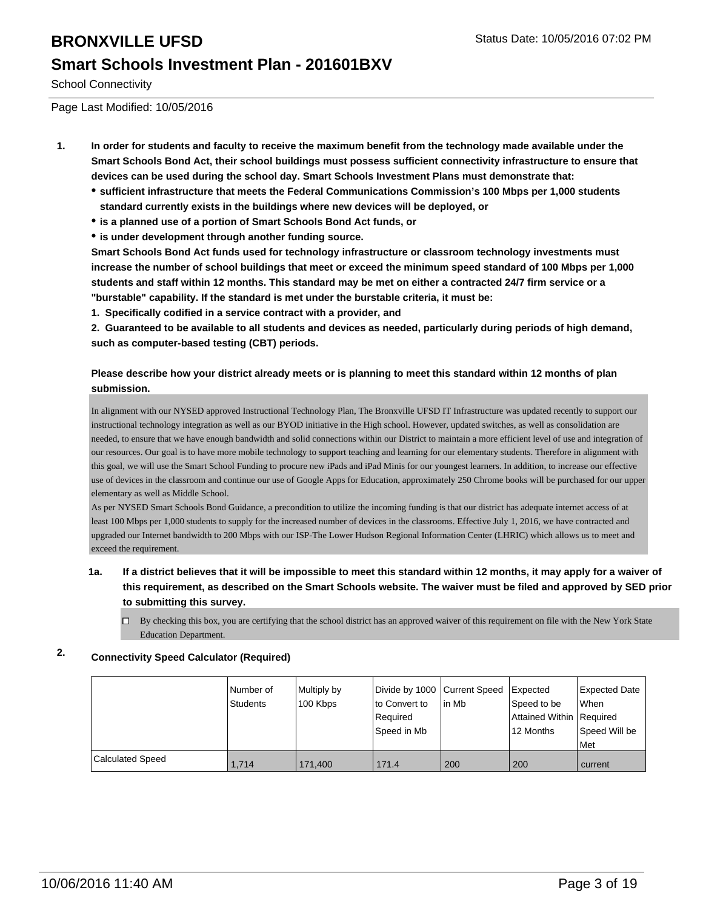# BRONXVILLE UFSD

Status Date: 10/05/2016 07:02 PM

## Smart Schools Investment Plan - 201601BXV

School Connectivity

Page Last Modified: 10/05/2016

1. **In order for students and faculty to receive the maximum benefit from the technology made available under the Smart Schools Bond Act, their school buildings must possess sufficient connectivity infrastructure to ensure that devices can be used during the school day. Smart Schools Investment Plans must demonstrate that:**
   - **sufficient infrastructure that meets the Federal Communications Commission's 100 Mbps per 1,000 students standard currently exists in the buildings where new devices will be deployed, or**
   - **is a planned use of a portion of Smart Schools Bond Act funds, or**
   - **is under development through another funding source.**

   **Smart Schools Bond Act funds used for technology infrastructure or classroom technology investments must increase the number of school buildings that meet or exceed the minimum speed standard of 100 Mbps per 1,000 students and staff within 12 months. This standard may be met on either a contracted 24/7 firm service or a "burstable" capability. If the standard is met under the burstable criteria, it must be:**

   **1. Specifically codified in a service contract with a provider, and**

   **2. Guaranteed to be available to all students and devices as needed, particularly during periods of high demand, such as computer-based testing (CBT) periods.**

   **Please describe how your district already meets or is planning to meet this standard within 12 months of plan submission.**

   In alignment with our NYSED approved Instructional Technology Plan, The Bronxville UFSD IT Infrastructure was updated recently to support our instructional technology integration as well as our BYOD initiative in the High school. However, updated switches, as well as consolidation are needed, to ensure that we have enough bandwidth and solid connections within our District to maintain a more efficient level of use and integration of our resources. Our goal is to have more mobile technology to support teaching and learning for our elementary students. Therefore in alignment with this goal, we will use the Smart School Funding to procure new iPads and iPad Minis for our youngest learners. In addition, to increase our effective use of devices in the classroom and continue our use of Google Apps for Education, approximately 250 Chrome books will be purchased for our upper elementary as well as Middle School.
   As per NYSED Smart Schools Bond Guidance, a precondition to utilize the incoming funding is that our district has adequate internet access of at least 100 Mbps per 1,000 students to supply for the increased number of devices in the classrooms. Effective July 1, 2016, we have contracted and upgraded our Internet bandwidth to 200 Mbps with our ISP-The Lower Hudson Regional Information Center (LHRIC) which allows us to meet and exceed the requirement.

   **1a. If a district believes that it will be impossible to meet this standard within 12 months, it may apply for a waiver of this requirement, as described on the Smart Schools website. The waiver must be filed and approved by SED prior to submitting this survey.**

   ☐ By checking this box, you are certifying that the school district has an approved waiver of this requirement on file with the New York State Education Department.

2. **Connectivity Speed Calculator (Required)**

| | Number of Students | Multiply by 100 Kbps | Divide by 1000 to Convert to Required Speed in Mb | Current Speed in Mb | Expected Speed to be Attained Within 12 Months | Expected Date When Required Speed Will be Met |
|---|---|---|---|---|---|---|
| Calculated Speed | 1,714 | 171,400 | 171.4 | 200 | 200 | current |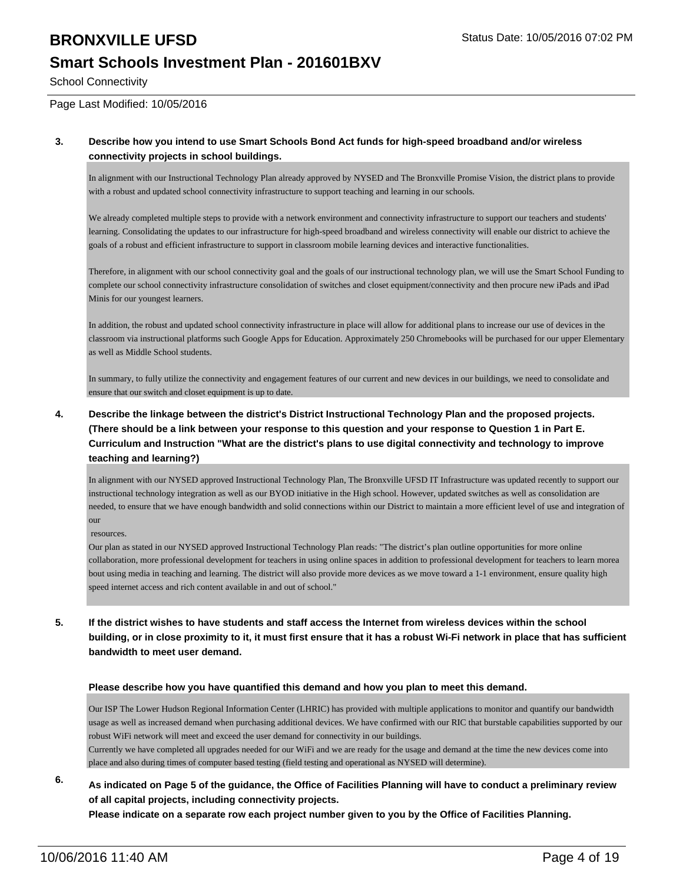**3. Describe how you intend to use Smart Schools Bond Act funds for high-speed broadband and/or wireless connectivity projects in school buildings.**

In alignment with our Instructional Technology Plan already approved by NYSED and The Bronxville Promise Vision, the district plans to provide with a robust and updated school connectivity infrastructure to support teaching and learning in our schools.

We already completed multiple steps to provide with a network environment and connectivity infrastructure to support our teachers and students' learning. Consolidating the updates to our infrastructure for high-speed broadband and wireless connectivity will enable our district to achieve the goals of a robust and efficient infrastructure to support in classroom mobile learning devices and interactive functionalities.

Therefore, in alignment with our school connectivity goal and the goals of our instructional technology plan, we will use the Smart School Funding to complete our school connectivity infrastructure consolidation of switches and closet equipment/connectivity and then procure new iPads and iPad Minis for our youngest learners.

In addition, the robust and updated school connectivity infrastructure in place will allow for additional plans to increase our use of devices in the classroom via instructional platforms such Google Apps for Education. Approximately 250 Chromebooks will be purchased for our upper Elementary as well as Middle School students.

In summary, to fully utilize the connectivity and engagement features of our current and new devices in our buildings, we need to consolidate and ensure that our switch and closet equipment is up to date.

**4. Describe the linkage between the district's District Instructional Technology Plan and the proposed projects. (There should be a link between your response to this question and your response to Question 1 in Part E. Curriculum and Instruction "What are the district's plans to use digital connectivity and technology to improve teaching and learning?)**

In alignment with our NYSED approved Instructional Technology Plan, The Bronxville UFSD IT Infrastructure was updated recently to support our instructional technology integration as well as our BYOD initiative in the High school. However, updated switches as well as consolidation are needed, to ensure that we have enough bandwidth and solid connections within our District to maintain a more efficient level of use and integration of our
resources.
Our plan as stated in our NYSED approved Instructional Technology Plan reads: "The district's plan outline opportunities for more online collaboration, more professional development for teachers in using online spaces in addition to professional development for teachers to learn morea bout using media in teaching and learning. The district will also provide more devices as we move toward a 1-1 environment, ensure quality high speed internet access and rich content available in and out of school."

**5. If the district wishes to have students and staff access the Internet from wireless devices within the school building, or in close proximity to it, it must first ensure that it has a robust Wi-Fi network in place that has sufficient bandwidth to meet user demand.**

**Please describe how you have quantified this demand and how you plan to meet this demand.**

Our ISP The Lower Hudson Regional Information Center (LHRIC) has provided with multiple applications to monitor and quantify our bandwidth usage as well as increased demand when purchasing additional devices. We have confirmed with our RIC that burstable capabilities supported by our robust WiFi network will meet and exceed the user demand for connectivity in our buildings.
Currently we have completed all upgrades needed for our WiFi and we are ready for the usage and demand at the time the new devices come into place and also during times of computer based testing (field testing and operational as NYSED will determine).

**6. As indicated on Page 5 of the guidance, the Office of Facilities Planning will have to conduct a preliminary review of all capital projects, including connectivity projects.**
**Please indicate on a separate row each project number given to you by the Office of Facilities Planning.**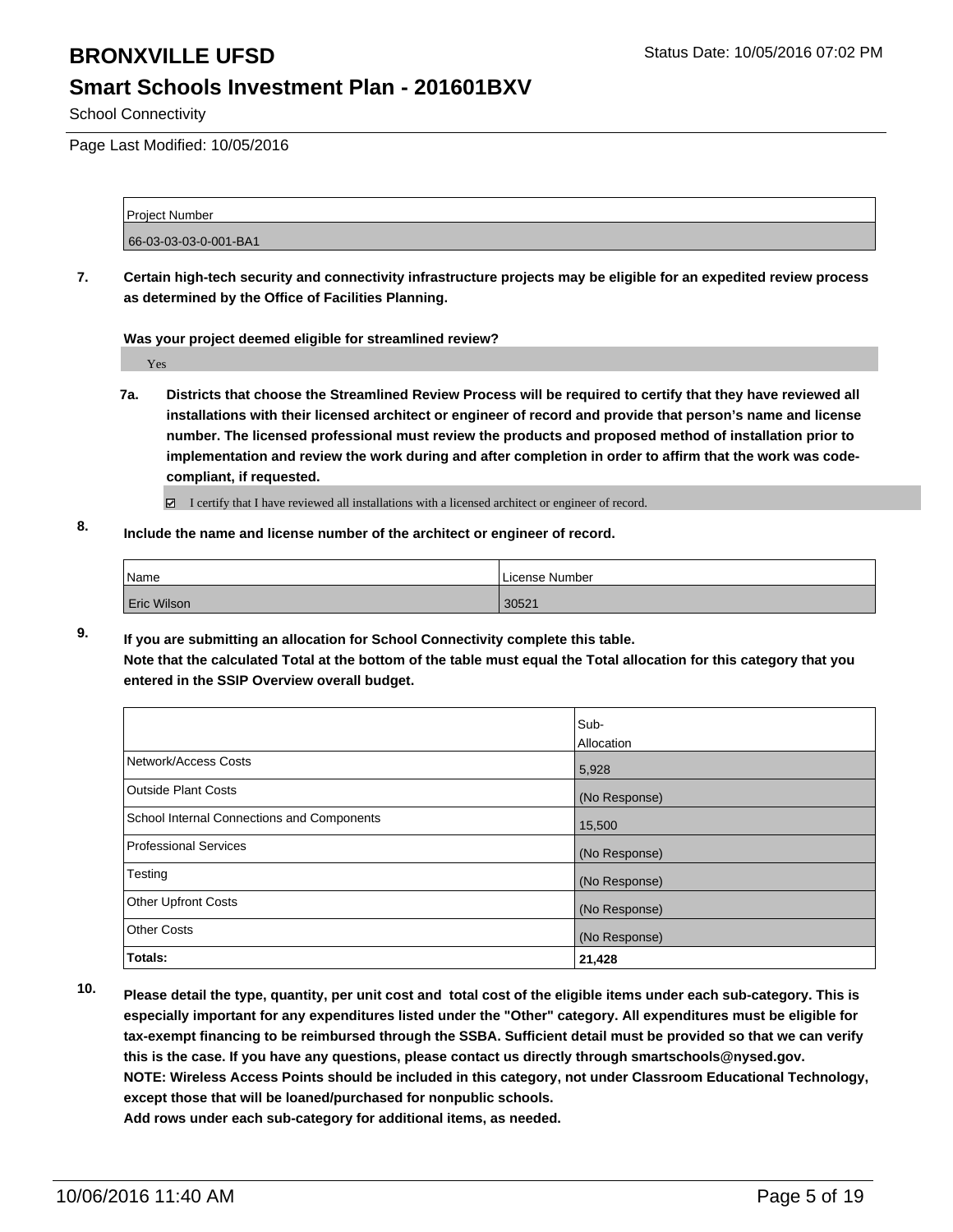| Project Number |
| --- |
| 66-03-03-03-0-001-BA1 |

**7. Certain high-tech security and connectivity infrastructure projects may be eligible for an expedited review process as determined by the Office of Facilities Planning.**

**Was your project deemed eligible for streamlined review?**

Yes

**7a. Districts that choose the Streamlined Review Process will be required to certify that they have reviewed all installations with their licensed architect or engineer of record and provide that person's name and license number. The licensed professional must review the products and proposed method of installation prior to implementation and review the work during and after completion in order to affirm that the work was code-compliant, if requested.**

☑ I certify that I have reviewed all installations with a licensed architect or engineer of record.

**8. Include the name and license number of the architect or engineer of record.**

| Name | License Number |
| --- | --- |
| Eric Wilson | 30521 |

**9. If you are submitting an allocation for School Connectivity complete this table. Note that the calculated Total at the bottom of the table must equal the Total allocation for this category that you entered in the SSIP Overview overall budget.**

| | Sub-Allocation |
| --- | --- |
| Network/Access Costs | 5,928 |
| Outside Plant Costs | (No Response) |
| School Internal Connections and Components | 15,500 |
| Professional Services | (No Response) |
| Testing | (No Response) |
| Other Upfront Costs | (No Response) |
| Other Costs | (No Response) |
| **Totals:** | **21,428** |

**10. Please detail the type, quantity, per unit cost and total cost of the eligible items under each sub-category. This is especially important for any expenditures listed under the "Other" category. All expenditures must be eligible for tax-exempt financing to be reimbursed through the SSBA. Sufficient detail must be provided so that we can verify this is the case. If you have any questions, please contact us directly through smartschools@nysed.gov. NOTE: Wireless Access Points should be included in this category, not under Classroom Educational Technology, except those that will be loaned/purchased for nonpublic schools. Add rows under each sub-category for additional items, as needed.**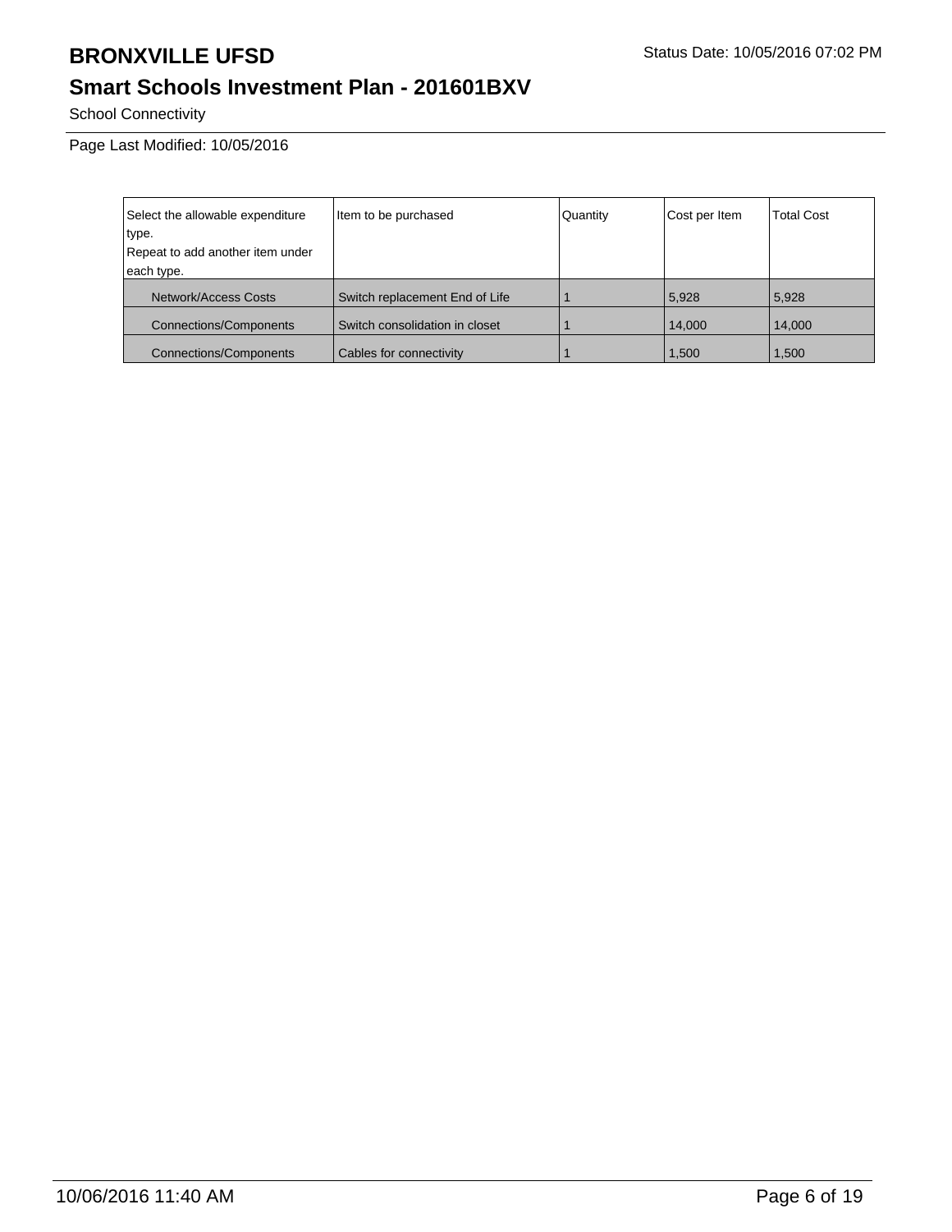**BRONXVILLE UFSD** Status Date: 10/05/2016 07:02 PM

## Smart Schools Investment Plan - 201601BXV

School Connectivity

Page Last Modified: 10/05/2016

| Select the allowable expenditure type. Repeat to add another item under each type. | Item to be purchased | Quantity | Cost per Item | Total Cost |
|---|---|---|---|---|
| Network/Access Costs | Switch replacement End of Life | 1 | 5,928 | 5,928 |
| Connections/Components | Switch consolidation in closet | 1 | 14,000 | 14,000 |
| Connections/Components | Cables for connectivity | 1 | 1,500 | 1,500 |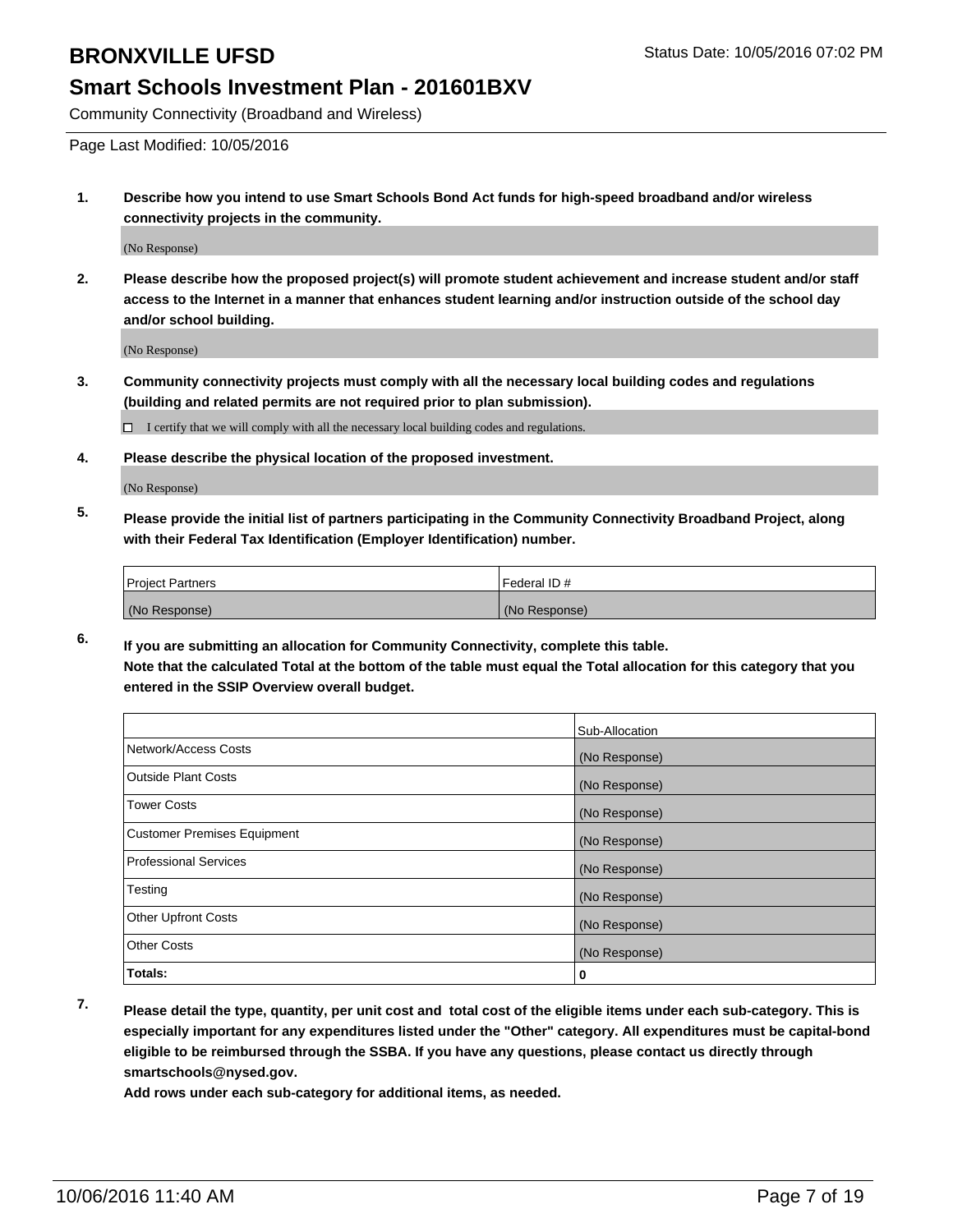# BRONXVILLE UFSD

Status Date: 10/05/2016 07:02 PM

## Smart Schools Investment Plan - 201601BXV

Community Connectivity (Broadband and Wireless)

Page Last Modified: 10/05/2016

**1. Describe how you intend to use Smart Schools Bond Act funds for high-speed broadband and/or wireless connectivity projects in the community.**

(No Response)

**2. Please describe how the proposed project(s) will promote student achievement and increase student and/or staff access to the Internet in a manner that enhances student learning and/or instruction outside of the school day and/or school building.**

(No Response)

**3. Community connectivity projects must comply with all the necessary local building codes and regulations (building and related permits are not required prior to plan submission).**

☐ I certify that we will comply with all the necessary local building codes and regulations.

**4. Please describe the physical location of the proposed investment.**

(No Response)

**5. Please provide the initial list of partners participating in the Community Connectivity Broadband Project, along with their Federal Tax Identification (Employer Identification) number.**

| Project Partners | Federal ID # |
|---|---|
| (No Response) | (No Response) |

**6. If you are submitting an allocation for Community Connectivity, complete this table. Note that the calculated Total at the bottom of the table must equal the Total allocation for this category that you entered in the SSIP Overview overall budget.**

| | Sub-Allocation |
|---|---|
| Network/Access Costs | (No Response) |
| Outside Plant Costs | (No Response) |
| Tower Costs | (No Response) |
| Customer Premises Equipment | (No Response) |
| Professional Services | (No Response) |
| Testing | (No Response) |
| Other Upfront Costs | (No Response) |
| Other Costs | (No Response) |
| **Totals:** | **0** |

**7. Please detail the type, quantity, per unit cost and total cost of the eligible items under each sub-category. This is especially important for any expenditures listed under the "Other" category. All expenditures must be capital-bond eligible to be reimbursed through the SSBA. If you have any questions, please contact us directly through smartschools@nysed.gov.**

**Add rows under each sub-category for additional items, as needed.**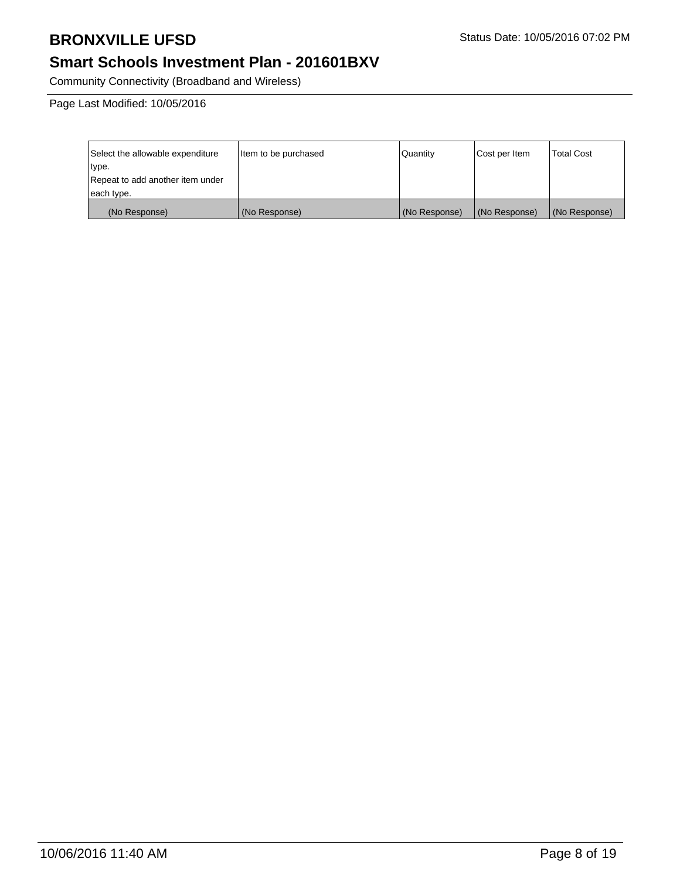# BRONXVILLE UFSD

Status Date: 10/05/2016 07:02 PM

## Smart Schools Investment Plan - 201601BXV

Community Connectivity (Broadband and Wireless)

Page Last Modified: 10/05/2016

| Select the allowable expenditure type. Repeat to add another item under each type. | Item to be purchased | Quantity | Cost per Item | Total Cost |
|---|---|---|---|---|
| (No Response) | (No Response) | (No Response) | (No Response) | (No Response) |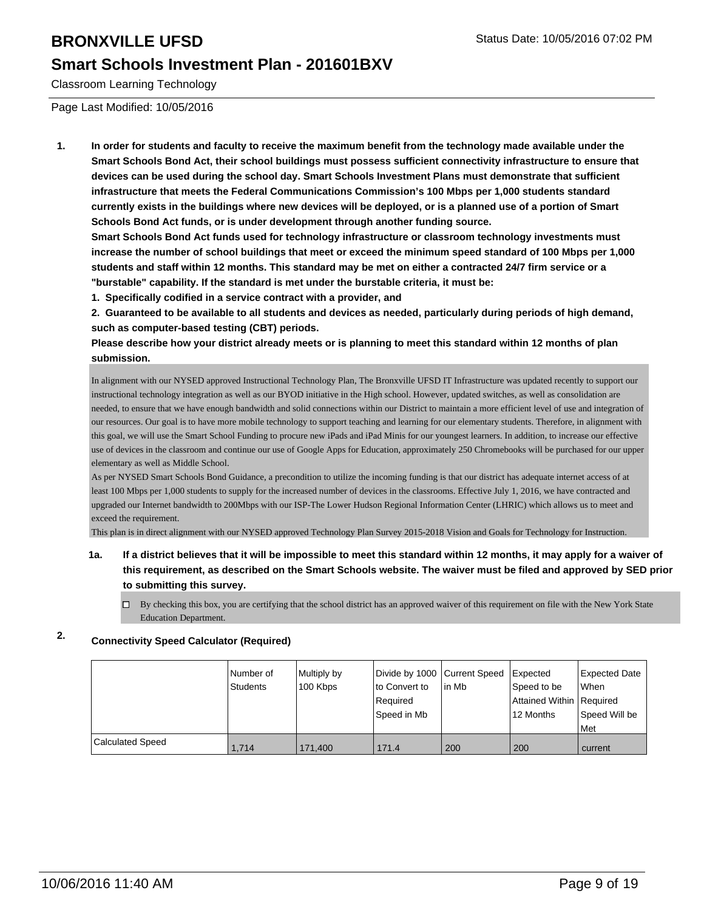# BRONXVILLE UFSD

## Smart Schools Investment Plan - 201601BXV

Classroom Learning Technology

Page Last Modified: 10/05/2016

**1. In order for students and faculty to receive the maximum benefit from the technology made available under the Smart Schools Bond Act, their school buildings must possess sufficient connectivity infrastructure to ensure that devices can be used during the school day. Smart Schools Investment Plans must demonstrate that sufficient infrastructure that meets the Federal Communications Commission's 100 Mbps per 1,000 students standard currently exists in the buildings where new devices will be deployed, or is a planned use of a portion of Smart Schools Bond Act funds, or is under development through another funding source.**

**Smart Schools Bond Act funds used for technology infrastructure or classroom technology investments must increase the number of school buildings that meet or exceed the minimum speed standard of 100 Mbps per 1,000 students and staff within 12 months. This standard may be met on either a contracted 24/7 firm service or a "burstable" capability. If the standard is met under the burstable criteria, it must be:**

**1. Specifically codified in a service contract with a provider, and**

**2. Guaranteed to be available to all students and devices as needed, particularly during periods of high demand, such as computer-based testing (CBT) periods.**

**Please describe how your district already meets or is planning to meet this standard within 12 months of plan submission.**

In alignment with our NYSED approved Instructional Technology Plan, The Bronxville UFSD IT Infrastructure was updated recently to support our instructional technology integration as well as our BYOD initiative in the High school. However, updated switches, as well as consolidation are needed, to ensure that we have enough bandwidth and solid connections within our District to maintain a more efficient level of use and integration of our resources. Our goal is to have more mobile technology to support teaching and learning for our elementary students. Therefore, in alignment with this goal, we will use the Smart School Funding to procure new iPads and iPad Minis for our youngest learners. In addition, to increase our effective use of devices in the classroom and continue our use of Google Apps for Education, approximately 250 Chromebooks will be purchased for our upper elementary as well as Middle School.

As per NYSED Smart Schools Bond Guidance, a precondition to utilize the incoming funding is that our district has adequate internet access of at least 100 Mbps per 1,000 students to supply for the increased number of devices in the classrooms. Effective July 1, 2016, we have contracted and upgraded our Internet bandwidth to 200Mbps with our ISP-The Lower Hudson Regional Information Center (LHRIC) which allows us to meet and exceed the requirement.

This plan is in direct alignment with our NYSED approved Technology Plan Survey 2015-2018 Vision and Goals for Technology for Instruction.

**1a. If a district believes that it will be impossible to meet this standard within 12 months, it may apply for a waiver of this requirement, as described on the Smart Schools website. The waiver must be filed and approved by SED prior to submitting this survey.**

☐ By checking this box, you are certifying that the school district has an approved waiver of this requirement on file with the New York State Education Department.

**2. Connectivity Speed Calculator (Required)**

| | Number of Students | Multiply by 100 Kbps | Divide by 1000 to Convert to Required Speed in Mb | Current Speed in Mb | Expected Speed to be Attained Within 12 Months | Expected Date When Required Speed Will be Met |
|---|---|---|---|---|---|---|
| Calculated Speed | 1,714 | 171,400 | 171.4 | 200 | 200 | current |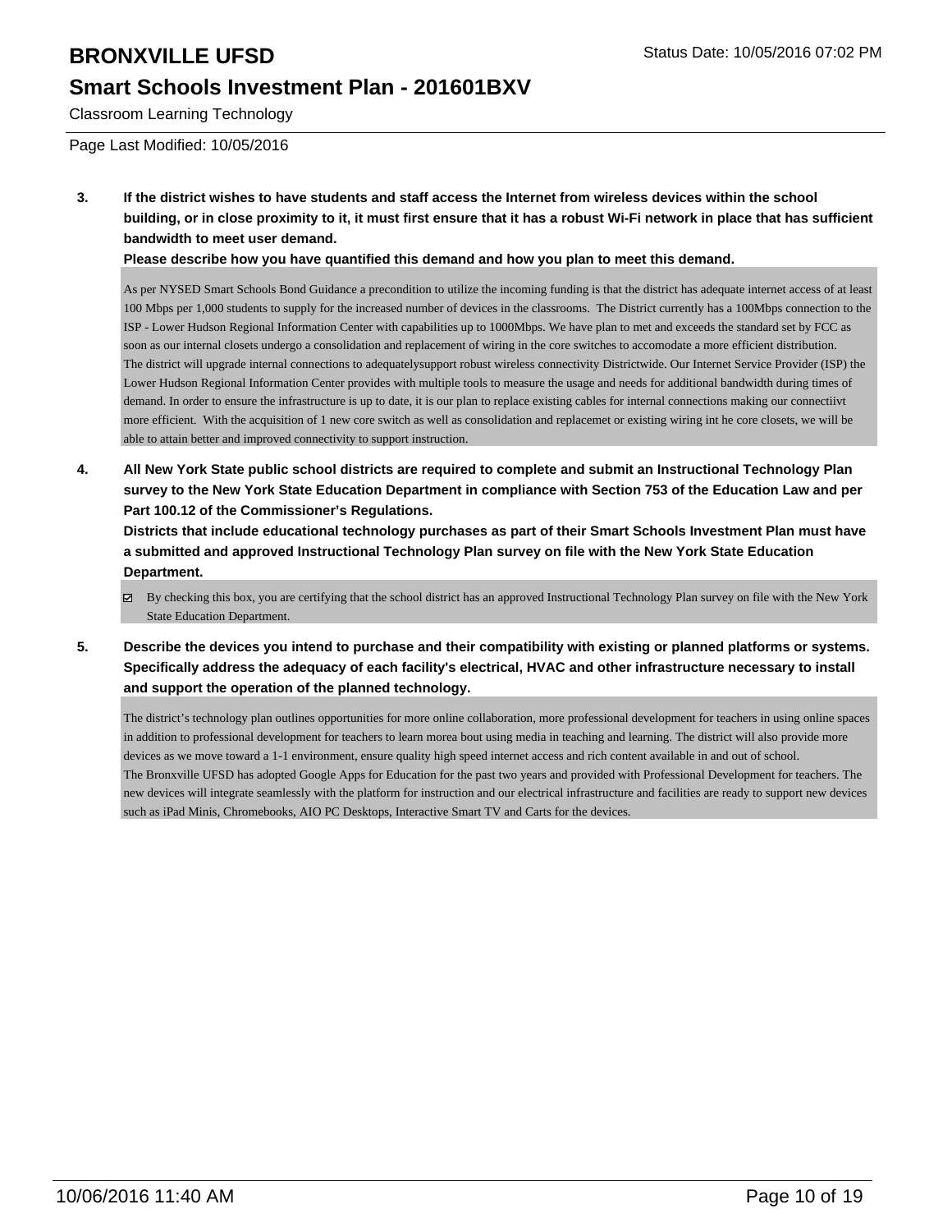# BRONXVILLE UFSD

## Smart Schools Investment Plan - 201601BXV

Classroom Learning Technology

Page Last Modified: 10/05/2016

**3. If the district wishes to have students and staff access the Internet from wireless devices within the school building, or in close proximity to it, it must first ensure that it has a robust Wi-Fi network in place that has sufficient bandwidth to meet user demand.**

**Please describe how you have quantified this demand and how you plan to meet this demand.**

As per NYSED Smart Schools Bond Guidance a precondition to utilize the incoming funding is that the district has adequate internet access of at least 100 Mbps per 1,000 students to supply for the increased number of devices in the classrooms. The District currently has a 100Mbps connection to the ISP - Lower Hudson Regional Information Center with capabilities up to 1000Mbps. We have plan to met and exceeds the standard set by FCC as soon as our internal closets undergo a consolidation and replacement of wiring in the core switches to accomodate a more efficient distribution.
The district will upgrade internal connections to adequatelysupport robust wireless connectivity Districtwide. Our Internet Service Provider (ISP) the Lower Hudson Regional Information Center provides with multiple tools to measure the usage and needs for additional bandwidth during times of demand. In order to ensure the infrastructure is up to date, it is our plan to replace existing cables for internal connections making our connectiivt more efficient. With the acquisition of 1 new core switch as well as consolidation and replacemet or existing wiring int he core closets, we will be able to attain better and improved connectivity to support instruction.

**4. All New York State public school districts are required to complete and submit an Instructional Technology Plan survey to the New York State Education Department in compliance with Section 753 of the Education Law and per Part 100.12 of the Commissioner's Regulations.**

**Districts that include educational technology purchases as part of their Smart Schools Investment Plan must have a submitted and approved Instructional Technology Plan survey on file with the New York State Education Department.**

☑ By checking this box, you are certifying that the school district has an approved Instructional Technology Plan survey on file with the New York State Education Department.

**5. Describe the devices you intend to purchase and their compatibility with existing or planned platforms or systems. Specifically address the adequacy of each facility's electrical, HVAC and other infrastructure necessary to install and support the operation of the planned technology.**

The district's technology plan outlines opportunities for more online collaboration, more professional development for teachers in using online spaces in addition to professional development for teachers to learn morea bout using media in teaching and learning. The district will also provide more devices as we move toward a 1-1 environment, ensure quality high speed internet access and rich content available in and out of school.
The Bronxville UFSD has adopted Google Apps for Education for the past two years and provided with Professional Development for teachers. The new devices will integrate seamlessly with the platform for instruction and our electrical infrastructure and facilities are ready to support new devices such as iPad Minis, Chromebooks, AIO PC Desktops, Interactive Smart TV and Carts for the devices.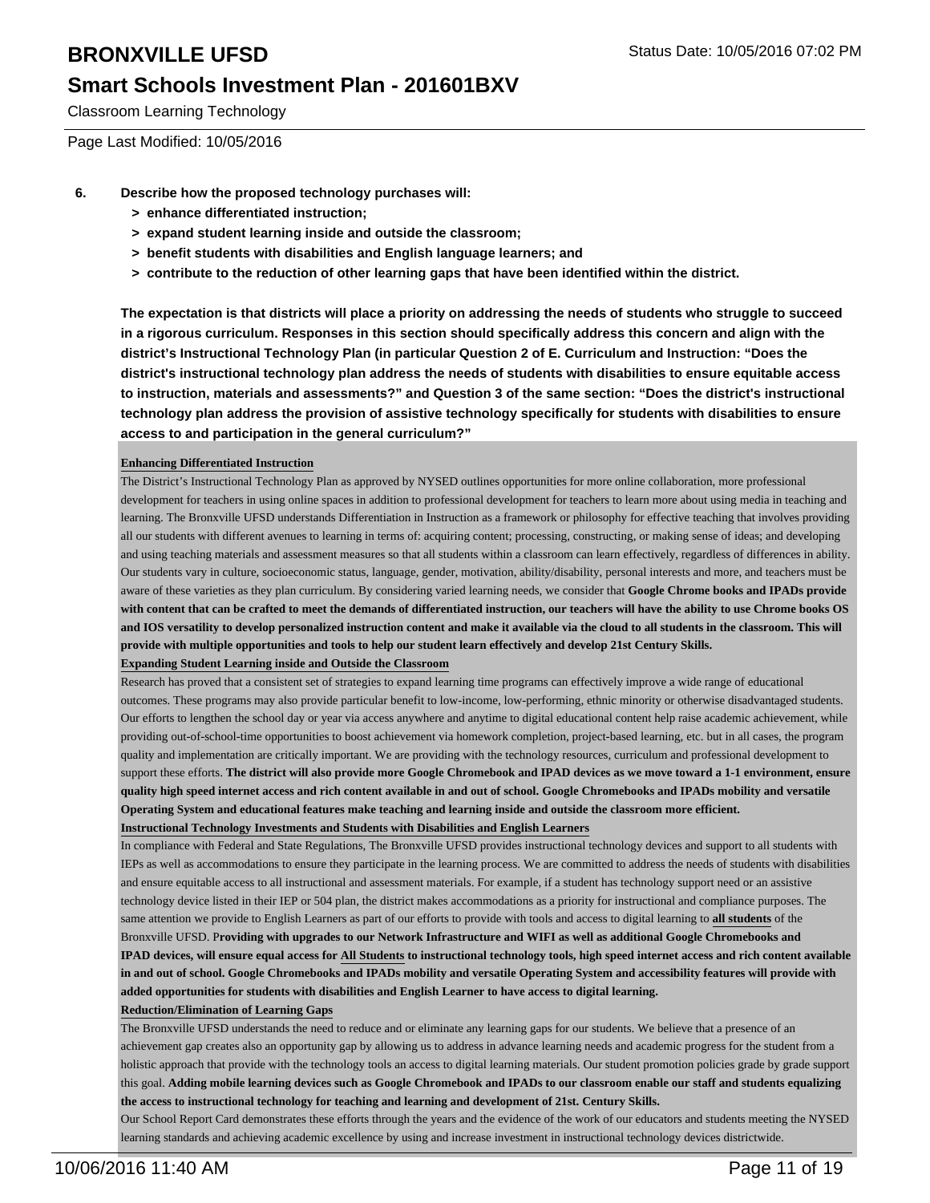Classroom Learning Technology

Page Last Modified: 10/05/2016

6. **Describe how the proposed technology purchases will:**
   - **> enhance differentiated instruction;**
   - **> expand student learning inside and outside the classroom;**
   - **> benefit students with disabilities and English language learners; and**
   - **> contribute to the reduction of other learning gaps that have been identified within the district.**

**The expectation is that districts will place a priority on addressing the needs of students who struggle to succeed in a rigorous curriculum. Responses in this section should specifically address this concern and align with the district's Instructional Technology Plan (in particular Question 2 of E. Curriculum and Instruction: "Does the district's instructional technology plan address the needs of students with disabilities to ensure equitable access to instruction, materials and assessments?" and Question 3 of the same section: "Does the district's instructional technology plan address the provision of assistive technology specifically for students with disabilities to ensure access to and participation in the general curriculum?"**

**Enhancing Differentiated Instruction**

The District's Instructional Technology Plan as approved by NYSED outlines opportunities for more online collaboration, more professional development for teachers in using online spaces in addition to professional development for teachers to learn more about using media in teaching and learning. The Bronxville UFSD understands Differentiation in Instruction as a framework or philosophy for effective teaching that involves providing all our students with different avenues to learning in terms of: acquiring content; processing, constructing, or making sense of ideas; and developing and using teaching materials and assessment measures so that all students within a classroom can learn effectively, regardless of differences in ability. Our students vary in culture, socioeconomic status, language, gender, motivation, ability/disability, personal interests and more, and teachers must be aware of these varieties as they plan curriculum. By considering varied learning needs, we consider that **Google Chrome books and IPADs provide with content that can be crafted to meet the demands of differentiated instruction, our teachers will have the ability to use Chrome books OS and IOS versatility to develop personalized instruction content and make it available via the cloud to all students in the classroom. This will provide with multiple opportunities and tools to help our student learn effectively and develop 21st Century Skills.**

**Expanding Student Learning inside and Outside the Classroom**

Research has proved that a consistent set of strategies to expand learning time programs can effectively improve a wide range of educational outcomes. These programs may also provide particular benefit to low-income, low-performing, ethnic minority or otherwise disadvantaged students. Our efforts to lengthen the school day or year via access anywhere and anytime to digital educational content help raise academic achievement, while providing out-of-school-time opportunities to boost achievement via homework completion, project-based learning, etc. but in all cases, the program quality and implementation are critically important. We are providing with the technology resources, curriculum and professional development to support these efforts. **The district will also provide more Google Chromebook and IPAD devices as we move toward a 1-1 environment, ensure quality high speed internet access and rich content available in and out of school. Google Chromebooks and IPADs mobility and versatile Operating System and educational features make teaching and learning inside and outside the classroom more efficient.**

**Instructional Technology Investments and Students with Disabilities and English Learners**

In compliance with Federal and State Regulations, The Bronxville UFSD provides instructional technology devices and support to all students with IEPs as well as accommodations to ensure they participate in the learning process. We are committed to address the needs of students with disabilities and ensure equitable access to all instructional and assessment materials. For example, if a student has technology support need or an assistive technology device listed in their IEP or 504 plan, the district makes accommodations as a priority for instructional and compliance purposes. The same attention we provide to English Learners as part of our efforts to provide with tools and access to digital learning to **all students** of the Bronxville UFSD. P**roviding with upgrades to our Network Infrastructure and WIFI as well as additional Google Chromebooks and IPAD devices, will ensure equal access for All Students to instructional technology tools, high speed internet access and rich content available in and out of school. Google Chromebooks and IPADs mobility and versatile Operating System and accessibility features will provide with added opportunities for students with disabilities and English Learner to have access to digital learning.**

**Reduction/Elimination of Learning Gaps**

The Bronxville UFSD understands the need to reduce and or eliminate any learning gaps for our students. We believe that a presence of an achievement gap creates also an opportunity gap by allowing us to address in advance learning needs and academic progress for the student from a holistic approach that provide with the technology tools an access to digital learning materials. Our student promotion policies grade by grade support this goal. **Adding mobile learning devices such as Google Chromebook and IPADs to our classroom enable our staff and students equalizing the access to instructional technology for teaching and learning and development of 21st. Century Skills.**

Our School Report Card demonstrates these efforts through the years and the evidence of the work of our educators and students meeting the NYSED learning standards and achieving academic excellence by using and increase investment in instructional technology devices districtwide.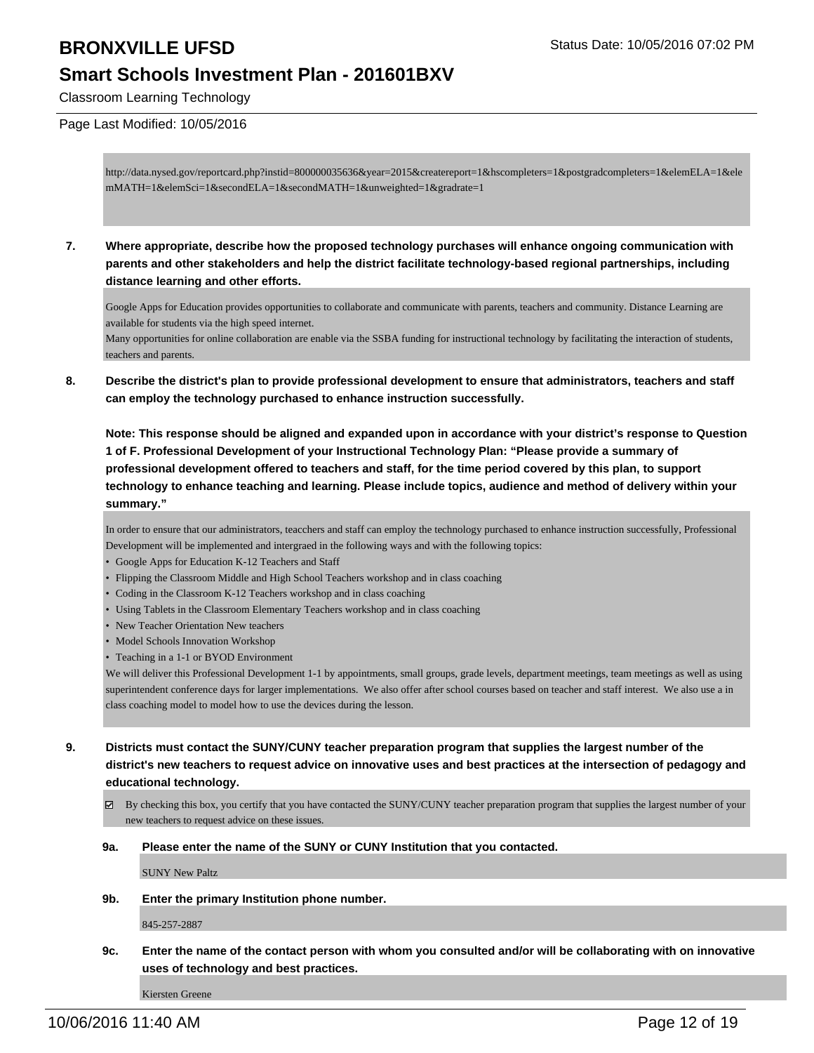http://data.nysed.gov/reportcard.php?instid=800000035636&year=2015&createreport=1&hscompleters=1&postgradcompleters=1&elemELA=1&elemMATH=1&elemSci=1&secondELA=1&secondMATH=1&unweighted=1&gradrate=1

**7. Where appropriate, describe how the proposed technology purchases will enhance ongoing communication with parents and other stakeholders and help the district facilitate technology-based regional partnerships, including distance learning and other efforts.**

Google Apps for Education provides opportunities to collaborate and communicate with parents, teachers and community. Distance Learning are available for students via the high speed internet.
Many opportunities for online collaboration are enable via the SSBA funding for instructional technology by facilitating the interaction of students, teachers and parents.

**8. Describe the district's plan to provide professional development to ensure that administrators, teachers and staff can employ the technology purchased to enhance instruction successfully.**

**Note: This response should be aligned and expanded upon in accordance with your district's response to Question 1 of F. Professional Development of your Instructional Technology Plan: "Please provide a summary of professional development offered to teachers and staff, for the time period covered by this plan, to support technology to enhance teaching and learning. Please include topics, audience and method of delivery within your summary."**

In order to ensure that our administrators, teacchers and staff can employ the technology purchased to enhance instruction successfully, Professional Development will be implemented and intergraed in the following ways and with the following topics:

- Google Apps for Education K-12 Teachers and Staff
- Flipping the Classroom Middle and High School Teachers workshop and in class coaching
- Coding in the Classroom K-12 Teachers workshop and in class coaching
- Using Tablets in the Classroom Elementary Teachers workshop and in class coaching
- New Teacher Orientation New teachers
- Model Schools Innovation Workshop
- Teaching in a 1-1 or BYOD Environment

We will deliver this Professional Development 1-1 by appointments, small groups, grade levels, department meetings, team meetings as well as using superintendent conference days for larger implementations. We also offer after school courses based on teacher and staff interest. We also use a in class coaching model to model how to use the devices during the lesson.

**9. Districts must contact the SUNY/CUNY teacher preparation program that supplies the largest number of the district's new teachers to request advice on innovative uses and best practices at the intersection of pedagogy and educational technology.**

☑ By checking this box, you certify that you have contacted the SUNY/CUNY teacher preparation program that supplies the largest number of your new teachers to request advice on these issues.

**9a. Please enter the name of the SUNY or CUNY Institution that you contacted.**

SUNY New Paltz

**9b. Enter the primary Institution phone number.**

845-257-2887

**9c. Enter the name of the contact person with whom you consulted and/or will be collaborating with on innovative uses of technology and best practices.**

Kiersten Greene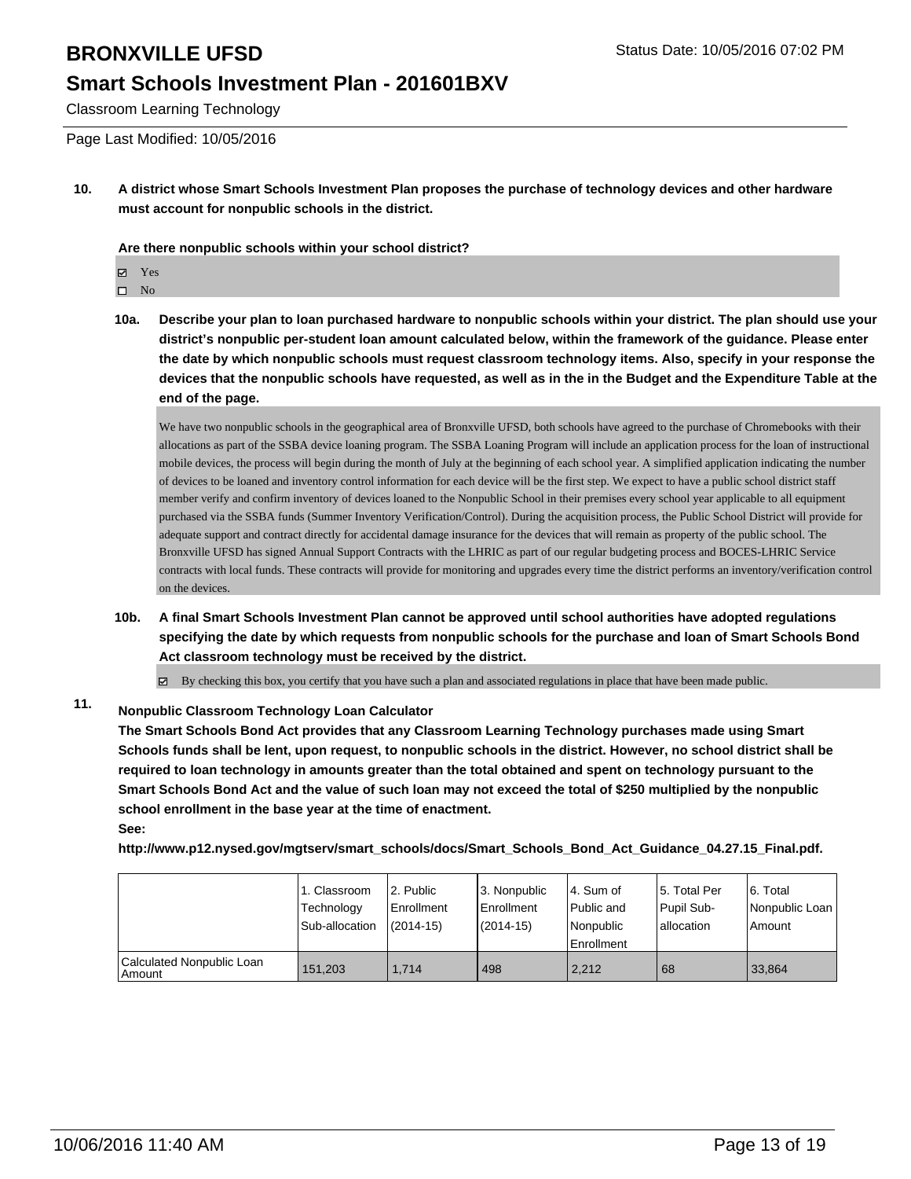Classroom Learning Technology

Page Last Modified: 10/05/2016

**10. A district whose Smart Schools Investment Plan proposes the purchase of technology devices and other hardware must account for nonpublic schools in the district.**

**Are there nonpublic schools within your school district?**

- ☑ Yes
- ☐ No

**10a. Describe your plan to loan purchased hardware to nonpublic schools within your district. The plan should use your district's nonpublic per-student loan amount calculated below, within the framework of the guidance. Please enter the date by which nonpublic schools must request classroom technology items. Also, specify in your response the devices that the nonpublic schools have requested, as well as in the in the Budget and the Expenditure Table at the end of the page.**

We have two nonpublic schools in the geographical area of Bronxville UFSD, both schools have agreed to the purchase of Chromebooks with their allocations as part of the SSBA device loaning program. The SSBA Loaning Program will include an application process for the loan of instructional mobile devices, the process will begin during the month of July at the beginning of each school year. A simplified application indicating the number of devices to be loaned and inventory control information for each device will be the first step. We expect to have a public school district staff member verify and confirm inventory of devices loaned to the Nonpublic School in their premises every school year applicable to all equipment purchased via the SSBA funds (Summer Inventory Verification/Control). During the acquisition process, the Public School District will provide for adequate support and contract directly for accidental damage insurance for the devices that will remain as property of the public school. The Bronxville UFSD has signed Annual Support Contracts with the LHRIC as part of our regular budgeting process and BOCES-LHRIC Service contracts with local funds. These contracts will provide for monitoring and upgrades every time the district performs an inventory/verification control on the devices.

**10b. A final Smart Schools Investment Plan cannot be approved until school authorities have adopted regulations specifying the date by which requests from nonpublic schools for the purchase and loan of Smart Schools Bond Act classroom technology must be received by the district.**

- ☑ By checking this box, you certify that you have such a plan and associated regulations in place that have been made public.

**11. Nonpublic Classroom Technology Loan Calculator**

**The Smart Schools Bond Act provides that any Classroom Learning Technology purchases made using Smart Schools funds shall be lent, upon request, to nonpublic schools in the district. However, no school district shall be required to loan technology in amounts greater than the total obtained and spent on technology pursuant to the Smart Schools Bond Act and the value of such loan may not exceed the total of $250 multiplied by the nonpublic school enrollment in the base year at the time of enactment.**

**See:**

**http://www.p12.nysed.gov/mgtserv/smart_schools/docs/Smart_Schools_Bond_Act_Guidance_04.27.15_Final.pdf.**

| | 1. Classroom Technology Sub-allocation | 2. Public Enrollment (2014-15) | 3. Nonpublic Enrollment (2014-15) | 4. Sum of Public and Nonpublic Enrollment | 5. Total Per Pupil Sub-allocation | 6. Total Nonpublic Loan Amount |
|---|---|---|---|---|---|---|
| Calculated Nonpublic Loan Amount | 151,203 | 1,714 | 498 | 2,212 | 68 | 33,864 |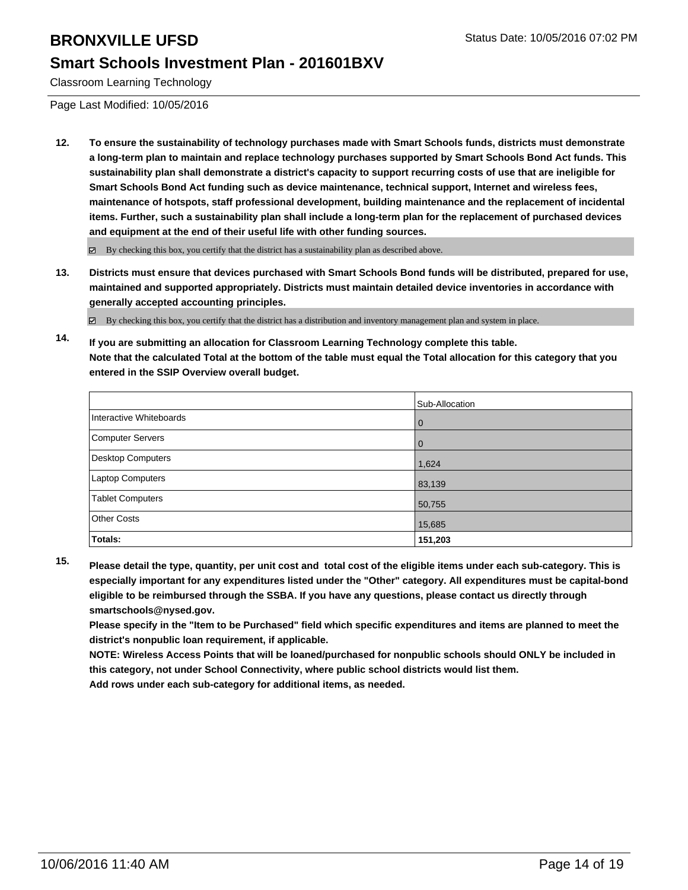# BRONXVILLE UFSD

## Smart Schools Investment Plan - 201601BXV

Classroom Learning Technology

Page Last Modified: 10/05/2016

**12. To ensure the sustainability of technology purchases made with Smart Schools funds, districts must demonstrate a long-term plan to maintain and replace technology purchases supported by Smart Schools Bond Act funds. This sustainability plan shall demonstrate a district's capacity to support recurring costs of use that are ineligible for Smart Schools Bond Act funding such as device maintenance, technical support, Internet and wireless fees, maintenance of hotspots, staff professional development, building maintenance and the replacement of incidental items. Further, such a sustainability plan shall include a long-term plan for the replacement of purchased devices and equipment at the end of their useful life with other funding sources.**

☑ By checking this box, you certify that the district has a sustainability plan as described above.

**13. Districts must ensure that devices purchased with Smart Schools Bond funds will be distributed, prepared for use, maintained and supported appropriately. Districts must maintain detailed device inventories in accordance with generally accepted accounting principles.**

☑ By checking this box, you certify that the district has a distribution and inventory management plan and system in place.

**14. If you are submitting an allocation for Classroom Learning Technology complete this table. Note that the calculated Total at the bottom of the table must equal the Total allocation for this category that you entered in the SSIP Overview overall budget.**

| | Sub-Allocation |
|---|---|
| Interactive Whiteboards | 0 |
| Computer Servers | 0 |
| Desktop Computers | 1,624 |
| Laptop Computers | 83,139 |
| Tablet Computers | 50,755 |
| Other Costs | 15,685 |
| **Totals:** | **151,203** |

**15. Please detail the type, quantity, per unit cost and total cost of the eligible items under each sub-category. This is especially important for any expenditures listed under the "Other" category. All expenditures must be capital-bond eligible to be reimbursed through the SSBA. If you have any questions, please contact us directly through smartschools@nysed.gov.**

**Please specify in the "Item to be Purchased" field which specific expenditures and items are planned to meet the district's nonpublic loan requirement, if applicable.**

**NOTE: Wireless Access Points that will be loaned/purchased for nonpublic schools should ONLY be included in this category, not under School Connectivity, where public school districts would list them.**

**Add rows under each sub-category for additional items, as needed.**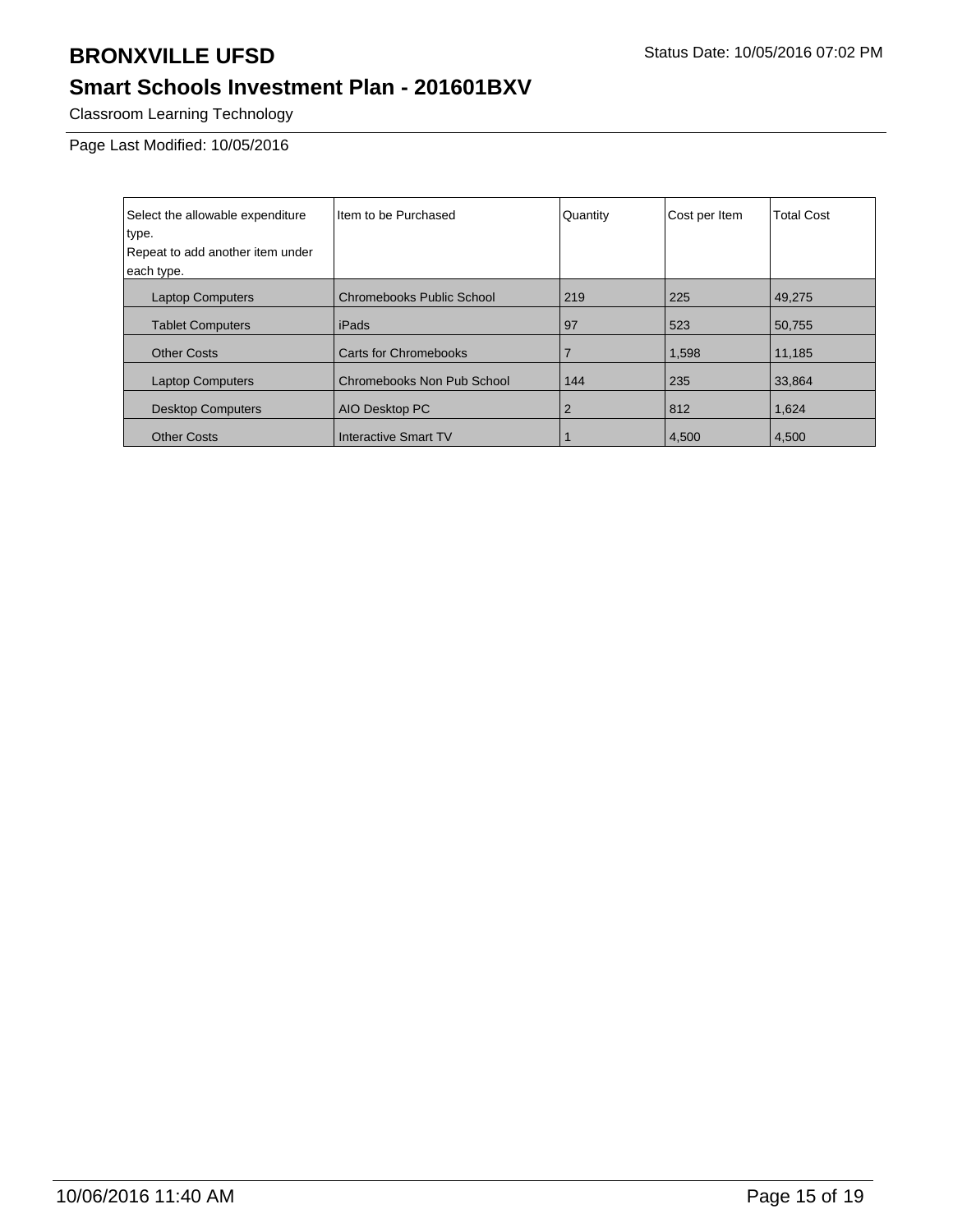# BRONXVILLE UFSD

Status Date: 10/05/2016 07:02 PM

## Smart Schools Investment Plan - 201601BXV

Classroom Learning Technology

Page Last Modified: 10/05/2016

| Select the allowable expenditure type. Repeat to add another item under each type. | Item to be Purchased | Quantity | Cost per Item | Total Cost |
| --- | --- | --- | --- | --- |
| Laptop Computers | Chromebooks Public School | 219 | 225 | 49,275 |
| Tablet Computers | iPads | 97 | 523 | 50,755 |
| Other Costs | Carts for Chromebooks | 7 | 1,598 | 11,185 |
| Laptop Computers | Chromebooks Non Pub School | 144 | 235 | 33,864 |
| Desktop Computers | AIO Desktop PC | 2 | 812 | 1,624 |
| Other Costs | Interactive Smart TV | 1 | 4,500 | 4,500 |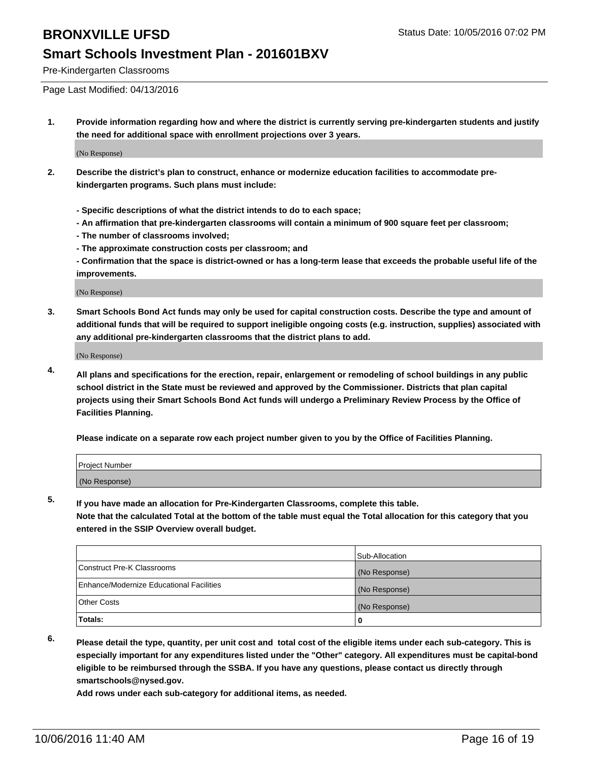# BRONXVILLE UFSD

Status Date: 10/05/2016 07:02 PM

## Smart Schools Investment Plan - 201601BXV

Pre-Kindergarten Classrooms

Page Last Modified: 04/13/2016

**1. Provide information regarding how and where the district is currently serving pre-kindergarten students and justify the need for additional space with enrollment projections over 3 years.**

(No Response)

**2. Describe the district's plan to construct, enhance or modernize education facilities to accommodate pre-kindergarten programs. Such plans must include:**

**- Specific descriptions of what the district intends to do to each space;**
**- An affirmation that pre-kindergarten classrooms will contain a minimum of 900 square feet per classroom;**
**- The number of classrooms involved;**
**- The approximate construction costs per classroom; and**
**- Confirmation that the space is district-owned or has a long-term lease that exceeds the probable useful life of the improvements.**

(No Response)

**3. Smart Schools Bond Act funds may only be used for capital construction costs. Describe the type and amount of additional funds that will be required to support ineligible ongoing costs (e.g. instruction, supplies) associated with any additional pre-kindergarten classrooms that the district plans to add.**

(No Response)

**4. All plans and specifications for the erection, repair, enlargement or remodeling of school buildings in any public school district in the State must be reviewed and approved by the Commissioner. Districts that plan capital projects using their Smart Schools Bond Act funds will undergo a Preliminary Review Process by the Office of Facilities Planning.**

**Please indicate on a separate row each project number given to you by the Office of Facilities Planning.**

| Project Number |
| --- |
| (No Response) |

**5. If you have made an allocation for Pre-Kindergarten Classrooms, complete this table.**
**Note that the calculated Total at the bottom of the table must equal the Total allocation for this category that you entered in the SSIP Overview overall budget.**

| | Sub-Allocation |
| --- | --- |
| Construct Pre-K Classrooms | (No Response) |
| Enhance/Modernize Educational Facilities | (No Response) |
| Other Costs | (No Response) |
| **Totals:** | **0** |

**6. Please detail the type, quantity, per unit cost and total cost of the eligible items under each sub-category. This is especially important for any expenditures listed under the "Other" category. All expenditures must be capital-bond eligible to be reimbursed through the SSBA. If you have any questions, please contact us directly through smartschools@nysed.gov.**
**Add rows under each sub-category for additional items, as needed.**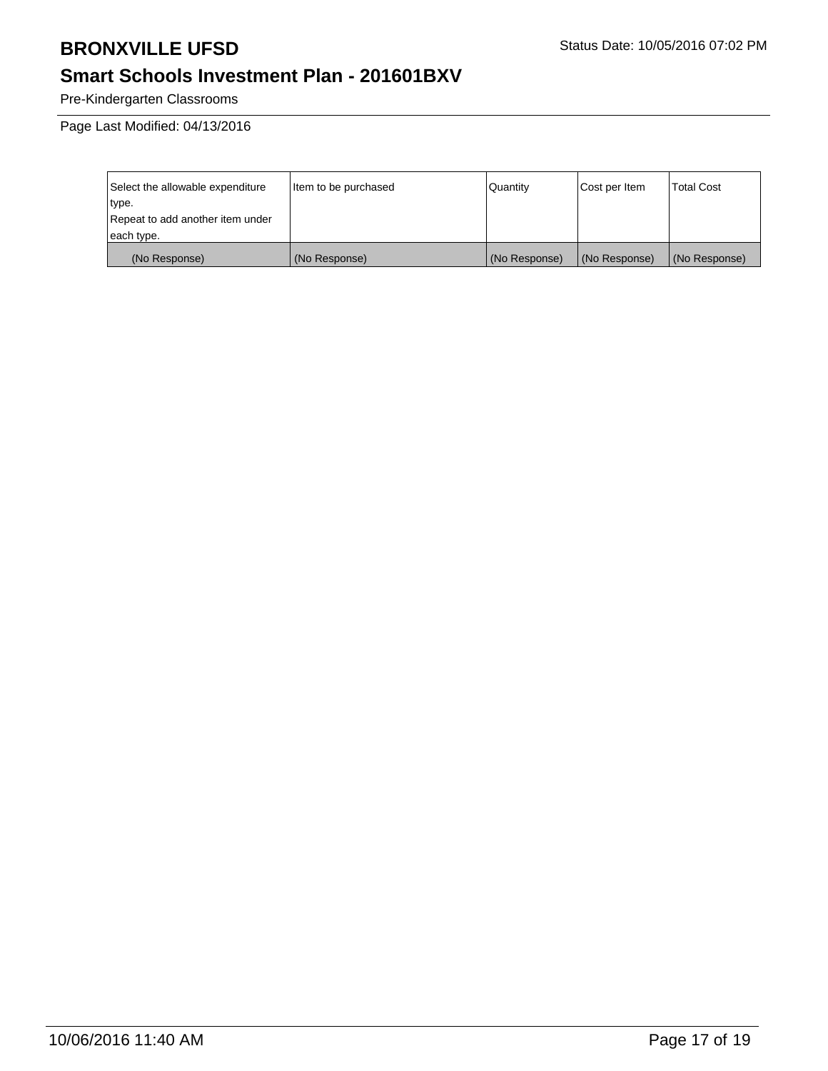# BRONXVILLE UFSD

Status Date: 10/05/2016 07:02 PM

## Smart Schools Investment Plan - 201601BXV

Pre-Kindergarten Classrooms

Page Last Modified: 04/13/2016

| Select the allowable expenditure type.<br>Repeat to add another item under each type. | Item to be purchased | Quantity | Cost per Item | Total Cost |
|---|---|---|---|---|
| (No Response) | (No Response) | (No Response) | (No Response) | (No Response) |

10/06/2016 11:40 AM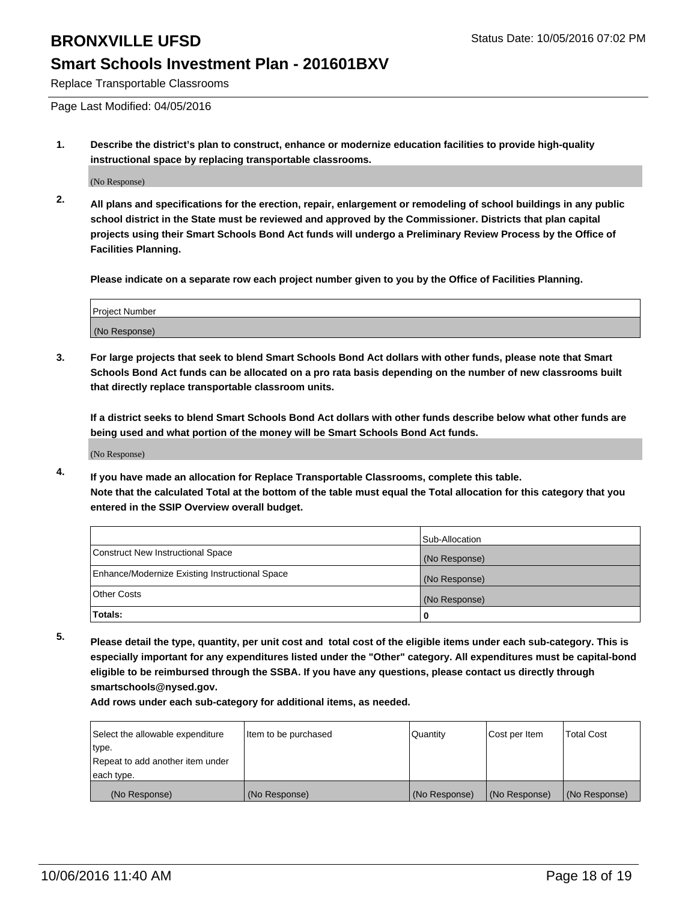Replace Transportable Classrooms

Page Last Modified: 04/05/2016

1. **Describe the district's plan to construct, enhance or modernize education facilities to provide high-quality instructional space by replacing transportable classrooms.**

   (No Response)

2. **All plans and specifications for the erection, repair, enlargement or remodeling of school buildings in any public school district in the State must be reviewed and approved by the Commissioner. Districts that plan capital projects using their Smart Schools Bond Act funds will undergo a Preliminary Review Process by the Office of Facilities Planning.**

   **Please indicate on a separate row each project number given to you by the Office of Facilities Planning.**

| Project Number |
| --- |
| (No Response) |

3. **For large projects that seek to blend Smart Schools Bond Act dollars with other funds, please note that Smart Schools Bond Act funds can be allocated on a pro rata basis depending on the number of new classrooms built that directly replace transportable classroom units.**

   **If a district seeks to blend Smart Schools Bond Act dollars with other funds describe below what other funds are being used and what portion of the money will be Smart Schools Bond Act funds.**

   (No Response)

4. **If you have made an allocation for Replace Transportable Classrooms, complete this table. Note that the calculated Total at the bottom of the table must equal the Total allocation for this category that you entered in the SSIP Overview overall budget.**

| | Sub-Allocation |
| --- | --- |
| Construct New Instructional Space | (No Response) |
| Enhance/Modernize Existing Instructional Space | (No Response) |
| Other Costs | (No Response) |
| **Totals:** | **0** |

5. **Please detail the type, quantity, per unit cost and total cost of the eligible items under each sub-category. This is especially important for any expenditures listed under the "Other" category. All expenditures must be capital-bond eligible to be reimbursed through the SSBA. If you have any questions, please contact us directly through smartschools@nysed.gov.**

   **Add rows under each sub-category for additional items, as needed.**

| Select the allowable expenditure type. Repeat to add another item under each type. | Item to be purchased | Quantity | Cost per Item | Total Cost |
| --- | --- | --- | --- | --- |
| (No Response) | (No Response) | (No Response) | (No Response) | (No Response) |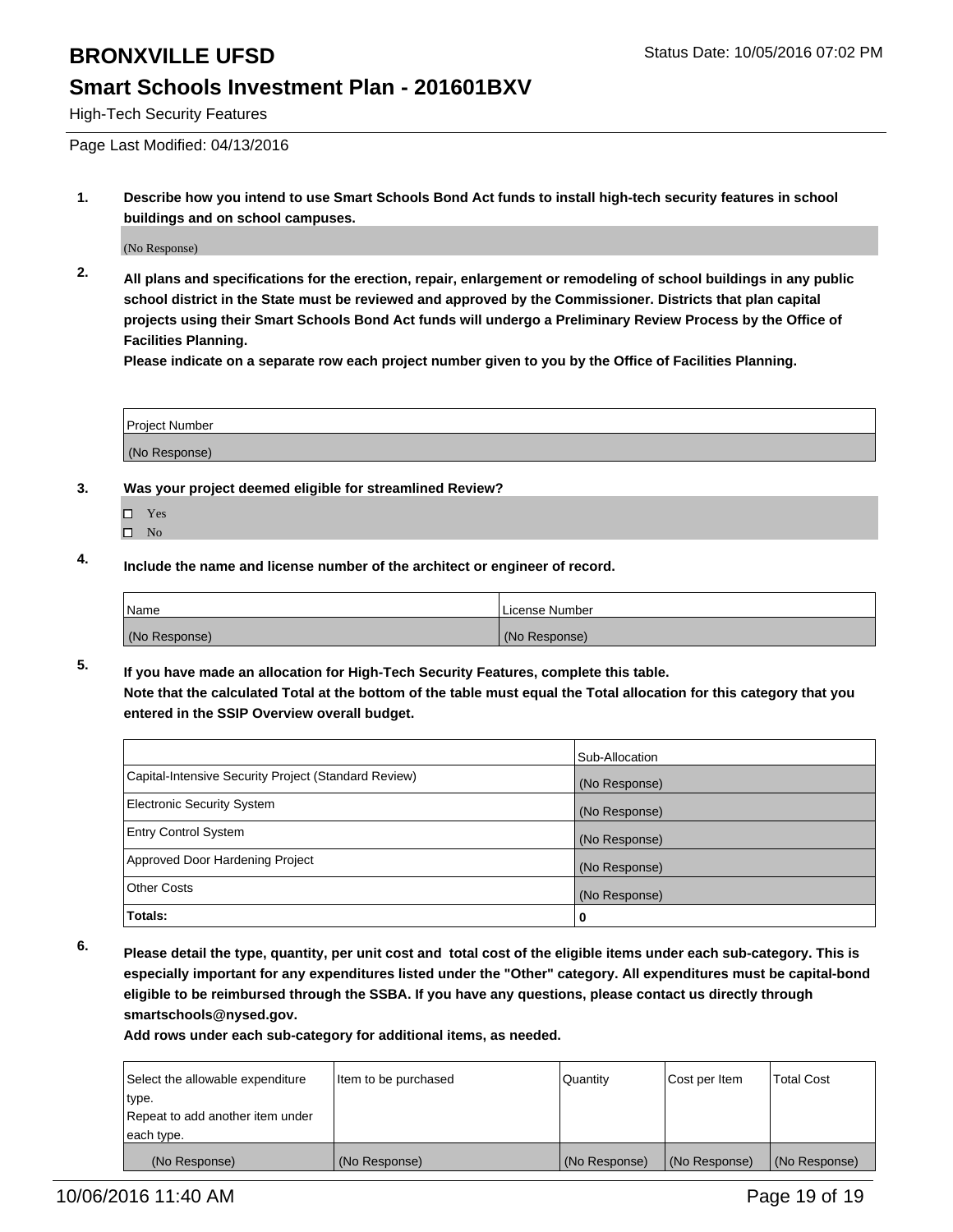# BRONXVILLE UFSD

Status Date: 10/05/2016 07:02 PM

## Smart Schools Investment Plan - 201601BXV

High-Tech Security Features

Page Last Modified: 04/13/2016

**1. Describe how you intend to use Smart Schools Bond Act funds to install high-tech security features in school buildings and on school campuses.**

(No Response)

**2. All plans and specifications for the erection, repair, enlargement or remodeling of school buildings in any public school district in the State must be reviewed and approved by the Commissioner. Districts that plan capital projects using their Smart Schools Bond Act funds will undergo a Preliminary Review Process by the Office of Facilities Planning.**

**Please indicate on a separate row each project number given to you by the Office of Facilities Planning.**

| Project Number |
|---|
| (No Response) |

**3. Was your project deemed eligible for streamlined Review?**

- ☐ Yes
- ☐ No

**4. Include the name and license number of the architect or engineer of record.**

| Name | License Number |
|---|---|
| (No Response) | (No Response) |

**5. If you have made an allocation for High-Tech Security Features, complete this table.**
**Note that the calculated Total at the bottom of the table must equal the Total allocation for this category that you entered in the SSIP Overview overall budget.**

| | Sub-Allocation |
|---|---|
| Capital-Intensive Security Project (Standard Review) | (No Response) |
| Electronic Security System | (No Response) |
| Entry Control System | (No Response) |
| Approved Door Hardening Project | (No Response) |
| Other Costs | (No Response) |
| **Totals:** | **0** |

**6. Please detail the type, quantity, per unit cost and total cost of the eligible items under each sub-category. This is especially important for any expenditures listed under the "Other" category. All expenditures must be capital-bond eligible to be reimbursed through the SSBA. If you have any questions, please contact us directly through smartschools@nysed.gov.**

**Add rows under each sub-category for additional items, as needed.**

| Select the allowable expenditure type. Repeat to add another item under each type. | Item to be purchased | Quantity | Cost per Item | Total Cost |
|---|---|---|---|---|
| (No Response) | (No Response) | (No Response) | (No Response) | (No Response) |